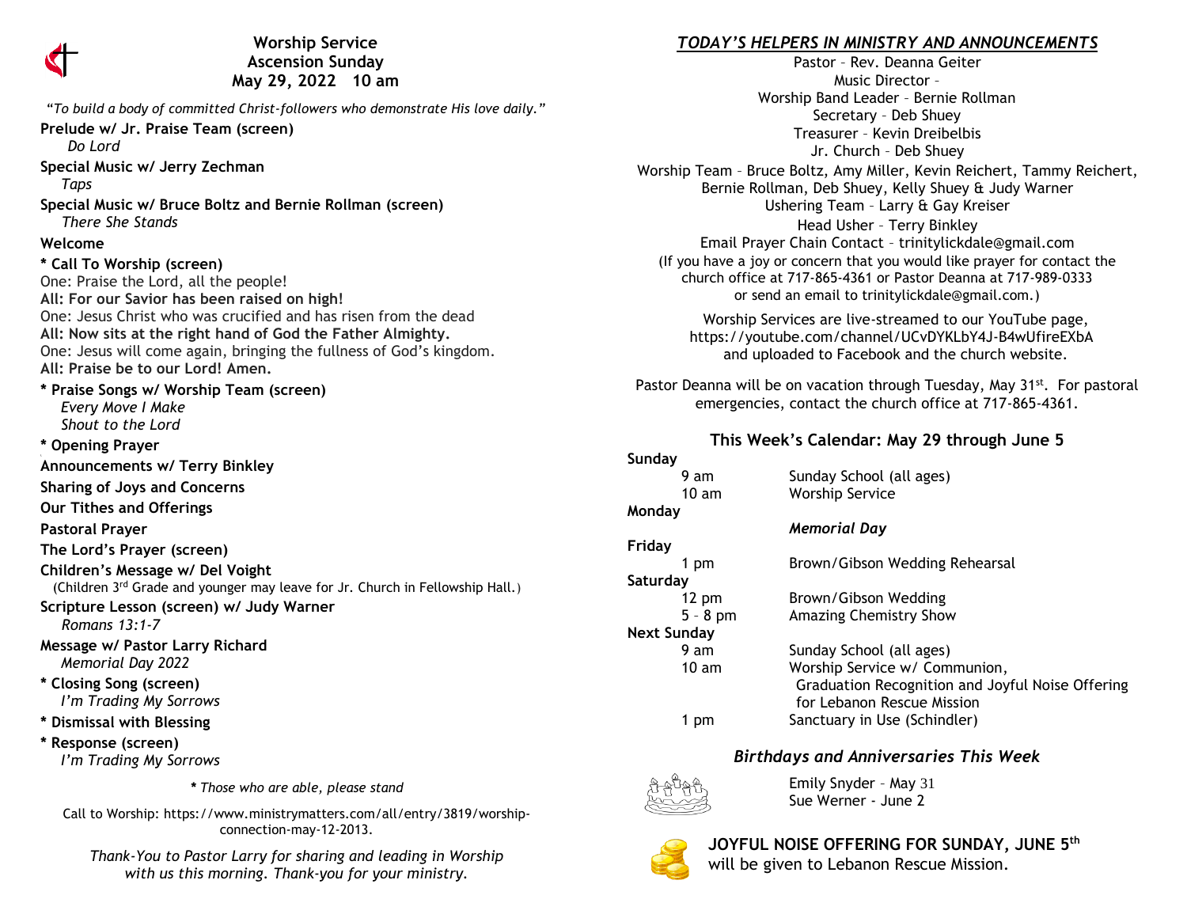# Worship Service
## Ascension Sunday
## May 29, 2022 10 am

*"To build a body of committed Christ-followers who demonstrate His love daily."*

**Prelude w/ Jr. Praise Team (screen)**
*Do Lord*

**Special Music w/ Jerry Zechman**
*Taps*

**Special Music w/ Bruce Boltz and Bernie Rollman (screen)**
*There She Stands*

**Welcome**

**\* Call To Worship (screen)**
One: Praise the Lord, all the people!
**All: For our Savior has been raised on high!**
One: Jesus Christ who was crucified and has risen from the dead
**All: Now sits at the right hand of God the Father Almighty.**
One: Jesus will come again, bringing the fullness of God's kingdom.
**All: Praise be to our Lord! Amen.**

**\* Praise Songs w/ Worship Team (screen)**
*Every Move I Make*
*Shout to the Lord*

**\* Opening Prayer**

**Announcements w/ Terry Binkley**

**Sharing of Joys and Concerns**

**Our Tithes and Offerings**

**Pastoral Prayer**

**The Lord's Prayer (screen)**

**Children's Message w/ Del Voight**
(Children 3rd Grade and younger may leave for Jr. Church in Fellowship Hall.)

**Scripture Lesson (screen) w/ Judy Warner**
*Romans 13:1-7*

**Message w/ Pastor Larry Richard**
*Memorial Day 2022*

**\* Closing Song (screen)**
*I'm Trading My Sorrows*

**\* Dismissal with Blessing**

**\* Response (screen)**
*I'm Trading My Sorrows*

*\* Those who are able, please stand*

Call to Worship: https://www.ministrymatters.com/all/entry/3819/worship-connection-may-12-2013.

*Thank-You to Pastor Larry for sharing and leading in Worship with us this morning. Thank-you for your ministry.*

## *TODAY'S HELPERS IN MINISTRY AND ANNOUNCEMENTS*

Pastor – Rev. Deanna Geiter
Music Director –
Worship Band Leader – Bernie Rollman
Secretary – Deb Shuey
Treasurer – Kevin Dreibelbis
Jr. Church – Deb Shuey
Worship Team – Bruce Boltz, Amy Miller, Kevin Reichert, Tammy Reichert, Bernie Rollman, Deb Shuey, Kelly Shuey & Judy Warner
Ushering Team – Larry & Gay Kreiser
Head Usher – Terry Binkley
Email Prayer Chain Contact – trinitylickdale@gmail.com
(If you have a joy or concern that you would like prayer for contact the church office at 717-865-4361 or Pastor Deanna at 717-989-0333 or send an email to trinitylickdale@gmail.com.)

Worship Services are live-streamed to our YouTube page, https://youtube.com/channel/UCvDYKLbY4J-B4wUfireEXbA and uploaded to Facebook and the church website.

Pastor Deanna will be on vacation through Tuesday, May 31st. For pastoral emergencies, contact the church office at 717-865-4361.

## This Week's Calendar: May 29 through June 5

**Sunday**

| | |
|---|---|
| 9 am | Sunday School (all ages) |
| 10 am | Worship Service |

**Monday**

*Memorial Day*

**Friday**

| | |
|---|---|
| 1 pm | Brown/Gibson Wedding Rehearsal |

**Saturday**

| | |
|---|---|
| 12 pm | Brown/Gibson Wedding |
| 5 – 8 pm | Amazing Chemistry Show |

**Next Sunday**

| | |
|---|---|
| 9 am | Sunday School (all ages) |
| 10 am | Worship Service w/ Communion, Graduation Recognition and Joyful Noise Offering for Lebanon Rescue Mission |
| 1 pm | Sanctuary in Use (Schindler) |

## *Birthdays and Anniversaries This Week*

Emily Snyder – May 31
Sue Werner - June 2

**JOYFUL NOISE OFFERING FOR SUNDAY, JUNE 5th**
will be given to Lebanon Rescue Mission.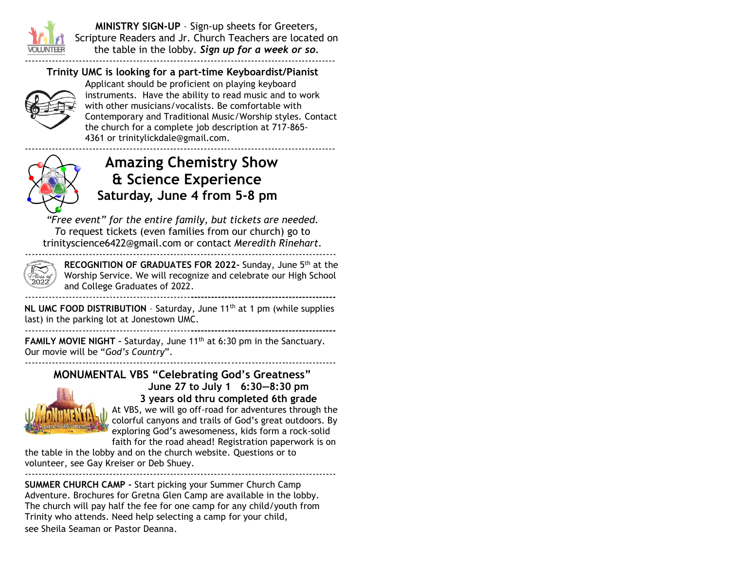**MINISTRY SIGN-UP** – Sign-up sheets for Greeters, Scripture Readers and Jr. Church Teachers are located on the table in the lobby. ***Sign up for a week or so***.

---

**Trinity UMC is looking for a part-time Keyboardist/Pianist**

Applicant should be proficient on playing keyboard instruments. Have the ability to read music and to work with other musicians/vocalists. Be comfortable with Contemporary and Traditional Music/Worship styles. Contact the church for a complete job description at 717-865-4361 or trinitylickdale@gmail.com.

---

## Amazing Chemistry Show & Science Experience

**Saturday, June 4 from 5-8 pm**

*"Free event" for the entire family, but tickets are needed. T*o request tickets (even families from our church) go to trinityscience6422@gmail.com or contact *Meredith Rinehart*.

---

**RECOGNITION OF GRADUATES FOR 2022-** Sunday, June 5th at the Worship Service. We will recognize and celebrate our High School and College Graduates of 2022.

---

**NL UMC FOOD DISTRIBUTION** – Saturday, June 11th at 1 pm (while supplies last) in the parking lot at Jonestown UMC.

---

**FAMILY MOVIE NIGHT –** Saturday, June 11th at 6:30 pm in the Sanctuary. Our movie will be "*God's Country*".

---

**MONUMENTAL VBS "Celebrating God's Greatness"**

**June 27 to July 1 6:30—8:30 pm**

**3 years old thru completed 6th grade**

At VBS, we will go off-road for adventures through the colorful canyons and trails of God's great outdoors. By exploring God's awesomeness, kids form a rock-solid faith for the road ahead! Registration paperwork is on the table in the lobby and on the church website. Questions or to volunteer, see Gay Kreiser or Deb Shuey.

---

**SUMMER CHURCH CAMP -** Start picking your Summer Church Camp Adventure. Brochures for Gretna Glen Camp are available in the lobby. The church will pay half the fee for one camp for any child/youth from Trinity who attends. Need help selecting a camp for your child, see Sheila Seaman or Pastor Deanna.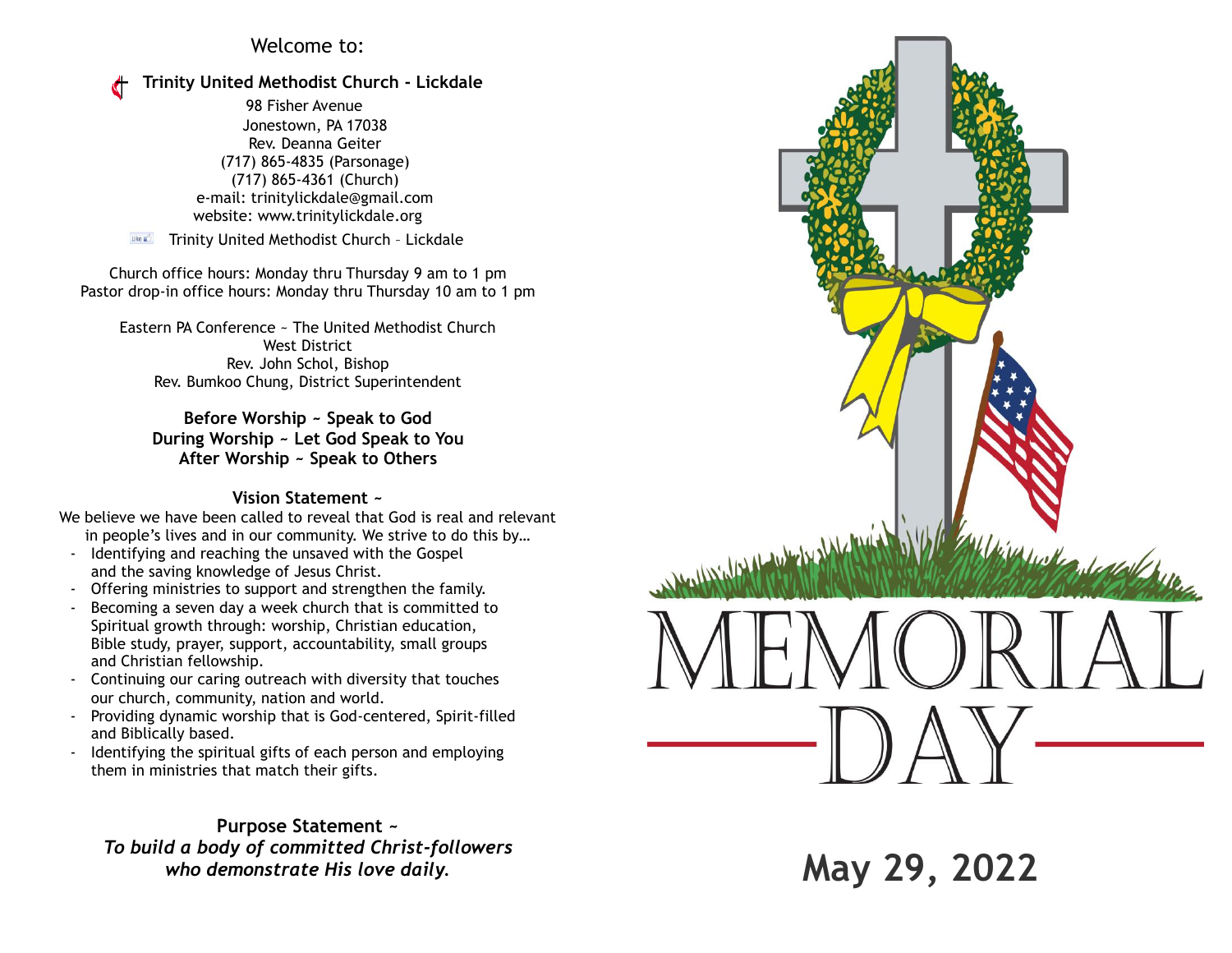Welcome to:

## Trinity United Methodist Church - Lickdale

98 Fisher Avenue
Jonestown, PA 17038
Rev. Deanna Geiter
(717) 865-4835 (Parsonage)
(717) 865-4361 (Church)
e-mail: trinitylickdale@gmail.com
website: www.trinitylickdale.org

Trinity United Methodist Church – Lickdale

Church office hours: Monday thru Thursday 9 am to 1 pm
Pastor drop-in office hours: Monday thru Thursday 10 am to 1 pm

Eastern PA Conference ~ The United Methodist Church
West District
Rev. John Schol, Bishop
Rev. Bumkoo Chung, District Superintendent

**Before Worship ~ Speak to God**
**During Worship ~ Let God Speak to You**
**After Worship ~ Speak to Others**

**Vision Statement ~**

We believe we have been called to reveal that God is real and relevant in people's lives and in our community. We strive to do this by…

- Identifying and reaching the unsaved with the Gospel and the saving knowledge of Jesus Christ.
- Offering ministries to support and strengthen the family.
- Becoming a seven day a week church that is committed to Spiritual growth through: worship, Christian education, Bible study, prayer, support, accountability, small groups and Christian fellowship.
- Continuing our caring outreach with diversity that touches our church, community, nation and world.
- Providing dynamic worship that is God-centered, Spirit-filled and Biblically based.
- Identifying the spiritual gifts of each person and employing them in ministries that match their gifts.

**Purpose Statement ~**
***To build a body of committed Christ-followers who demonstrate His love daily.***

# MEMORIAL DAY

## May 29, 2022